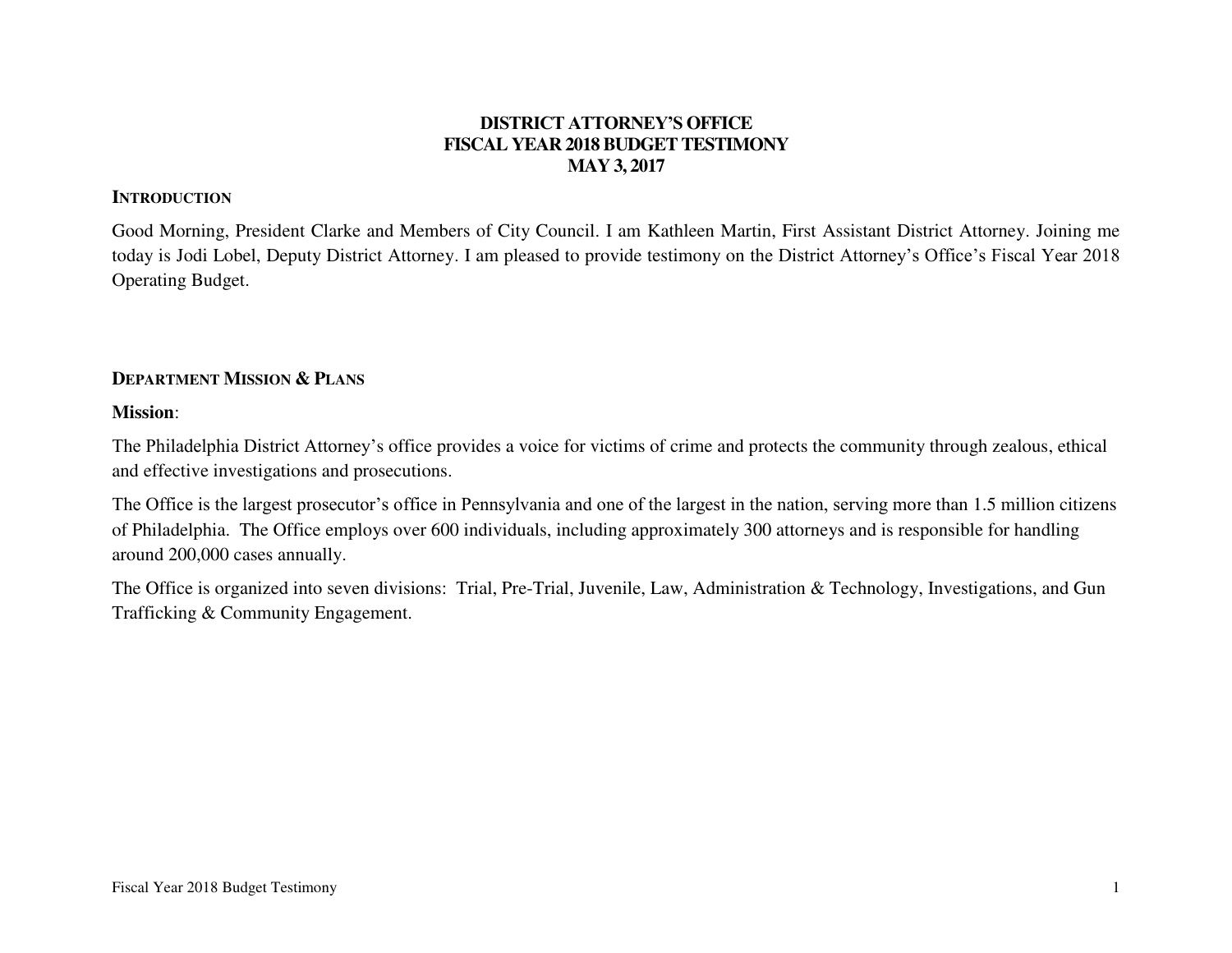# DISTRICT ATTORNEY'S OFFICE
# FISCAL YEAR 2018 BUDGET TESTIMONY
# MAY 3, 2017

## INTRODUCTION

Good Morning, President Clarke and Members of City Council. I am Kathleen Martin, First Assistant District Attorney. Joining me today is Jodi Lobel, Deputy District Attorney. I am pleased to provide testimony on the District Attorney's Office's Fiscal Year 2018 Operating Budget.

## DEPARTMENT MISSION & PLANS

**Mission**:

The Philadelphia District Attorney's office provides a voice for victims of crime and protects the community through zealous, ethical and effective investigations and prosecutions.

The Office is the largest prosecutor's office in Pennsylvania and one of the largest in the nation, serving more than 1.5 million citizens of Philadelphia. The Office employs over 600 individuals, including approximately 300 attorneys and is responsible for handling around 200,000 cases annually.

The Office is organized into seven divisions: Trial, Pre-Trial, Juvenile, Law, Administration & Technology, Investigations, and Gun Trafficking & Community Engagement.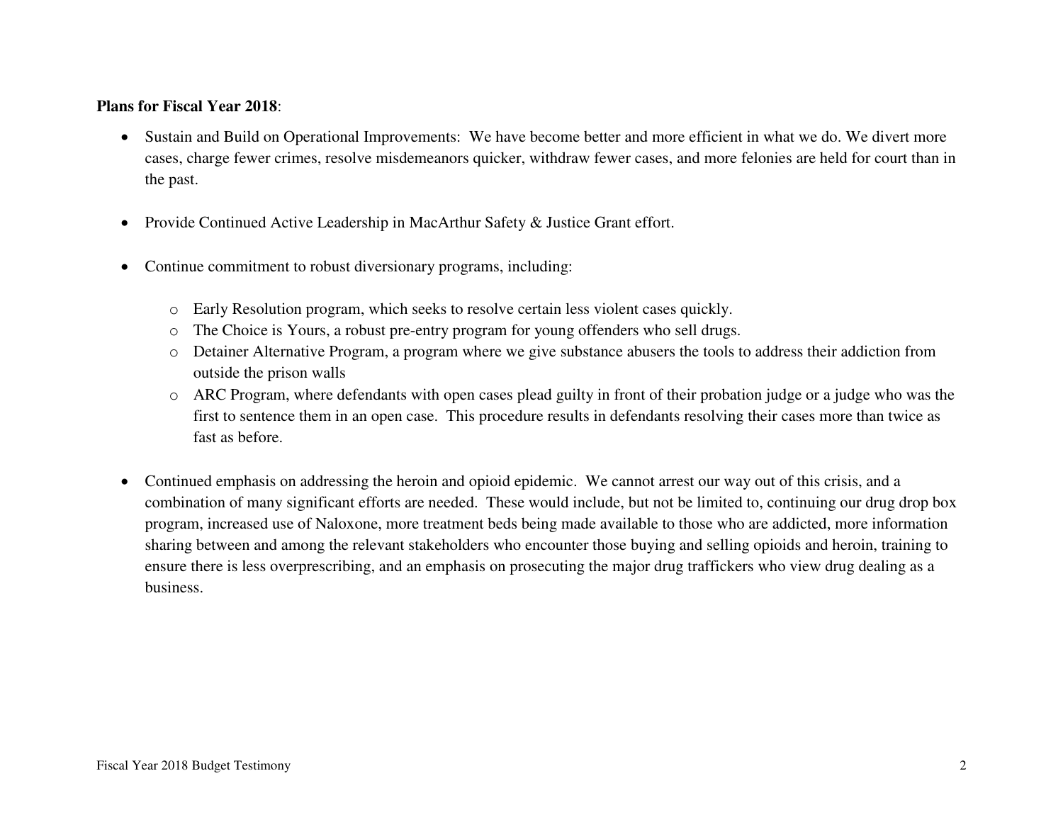**Plans for Fiscal Year 2018**:

- Sustain and Build on Operational Improvements: We have become better and more efficient in what we do. We divert more cases, charge fewer crimes, resolve misdemeanors quicker, withdraw fewer cases, and more felonies are held for court than in the past.

- Provide Continued Active Leadership in MacArthur Safety & Justice Grant effort.

- Continue commitment to robust diversionary programs, including:

  - Early Resolution program, which seeks to resolve certain less violent cases quickly.
  - The Choice is Yours, a robust pre-entry program for young offenders who sell drugs.
  - Detainer Alternative Program, a program where we give substance abusers the tools to address their addiction from outside the prison walls
  - ARC Program, where defendants with open cases plead guilty in front of their probation judge or a judge who was the first to sentence them in an open case. This procedure results in defendants resolving their cases more than twice as fast as before.

- Continued emphasis on addressing the heroin and opioid epidemic. We cannot arrest our way out of this crisis, and a combination of many significant efforts are needed. These would include, but not be limited to, continuing our drug drop box program, increased use of Naloxone, more treatment beds being made available to those who are addicted, more information sharing between and among the relevant stakeholders who encounter those buying and selling opioids and heroin, training to ensure there is less overprescribing, and an emphasis on prosecuting the major drug traffickers who view drug dealing as a business.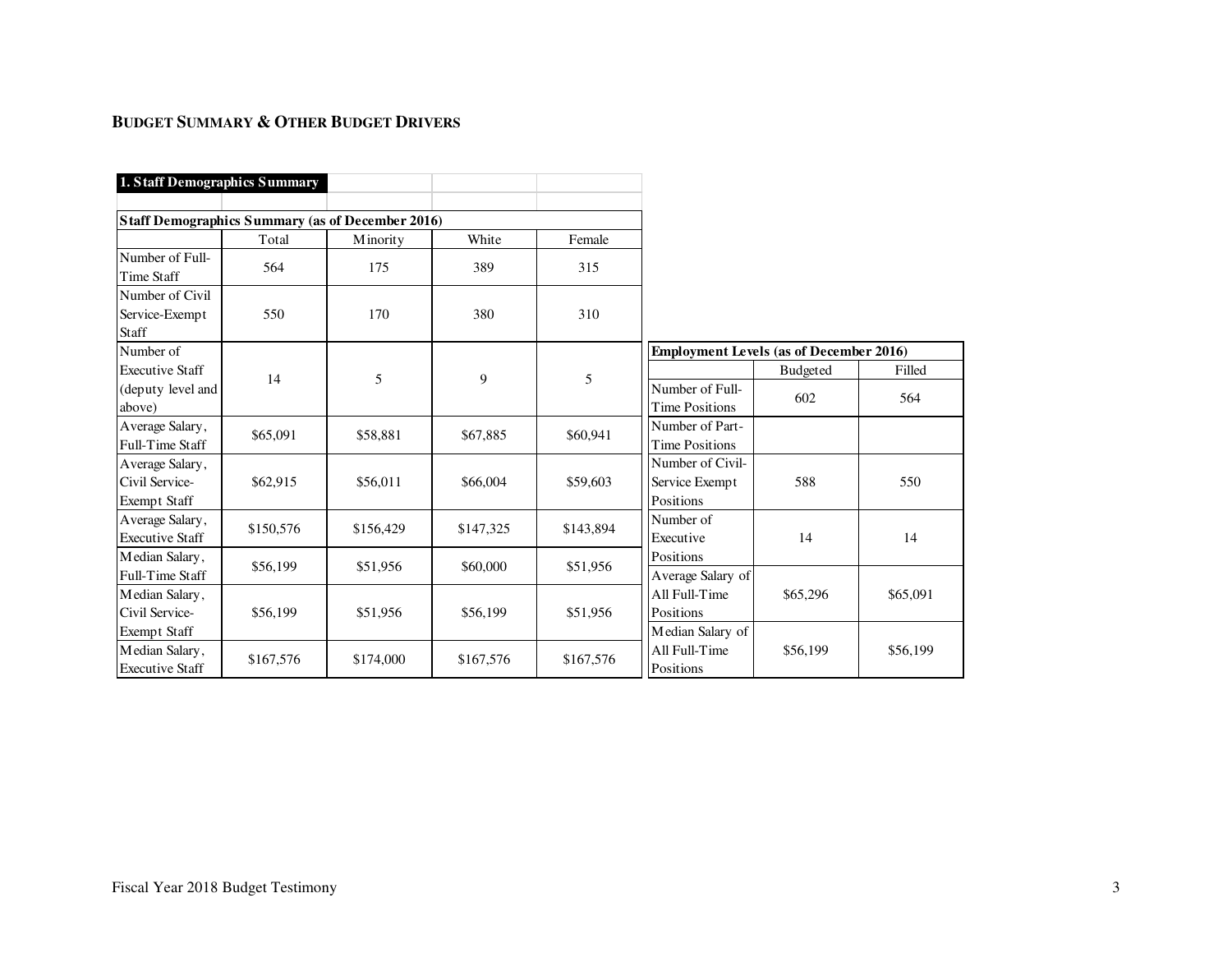## BUDGET SUMMARY & OTHER BUDGET DRIVERS

**1. Staff Demographics Summary**

| Staff Demographics Summary (as of December 2016) | | | | |
|---|---|---|---|---|
| | Total | Minority | White | Female |
| Number of Full-Time Staff | 564 | 175 | 389 | 315 |
| Number of Civil Service-Exempt Staff | 550 | 170 | 380 | 310 |
| Number of Executive Staff (deputy level and above) | 14 | 5 | 9 | 5 |
| Average Salary, Full-Time Staff | $65,091 | $58,881 | $67,885 | $60,941 |
| Average Salary, Civil Service-Exempt Staff | $62,915 | $56,011 | $66,004 | $59,603 |
| Average Salary, Executive Staff | $150,576 | $156,429 | $147,325 | $143,894 |
| Median Salary, Full-Time Staff | $56,199 | $51,956 | $60,000 | $51,956 |
| Median Salary, Civil Service-Exempt Staff | $56,199 | $51,956 | $56,199 | $51,956 |
| Median Salary, Executive Staff | $167,576 | $174,000 | $167,576 | $167,576 |

| Employment Levels (as of December 2016) | | |
|---|---|---|
| | Budgeted | Filled |
| Number of Full-Time Positions | 602 | 564 |
| Number of Part-Time Positions | | |
| Number of Civil-Service Exempt Positions | 588 | 550 |
| Number of Executive Positions | 14 | 14 |
| Average Salary of All Full-Time Positions | $65,296 | $65,091 |
| Median Salary of All Full-Time Positions | $56,199 | $56,199 |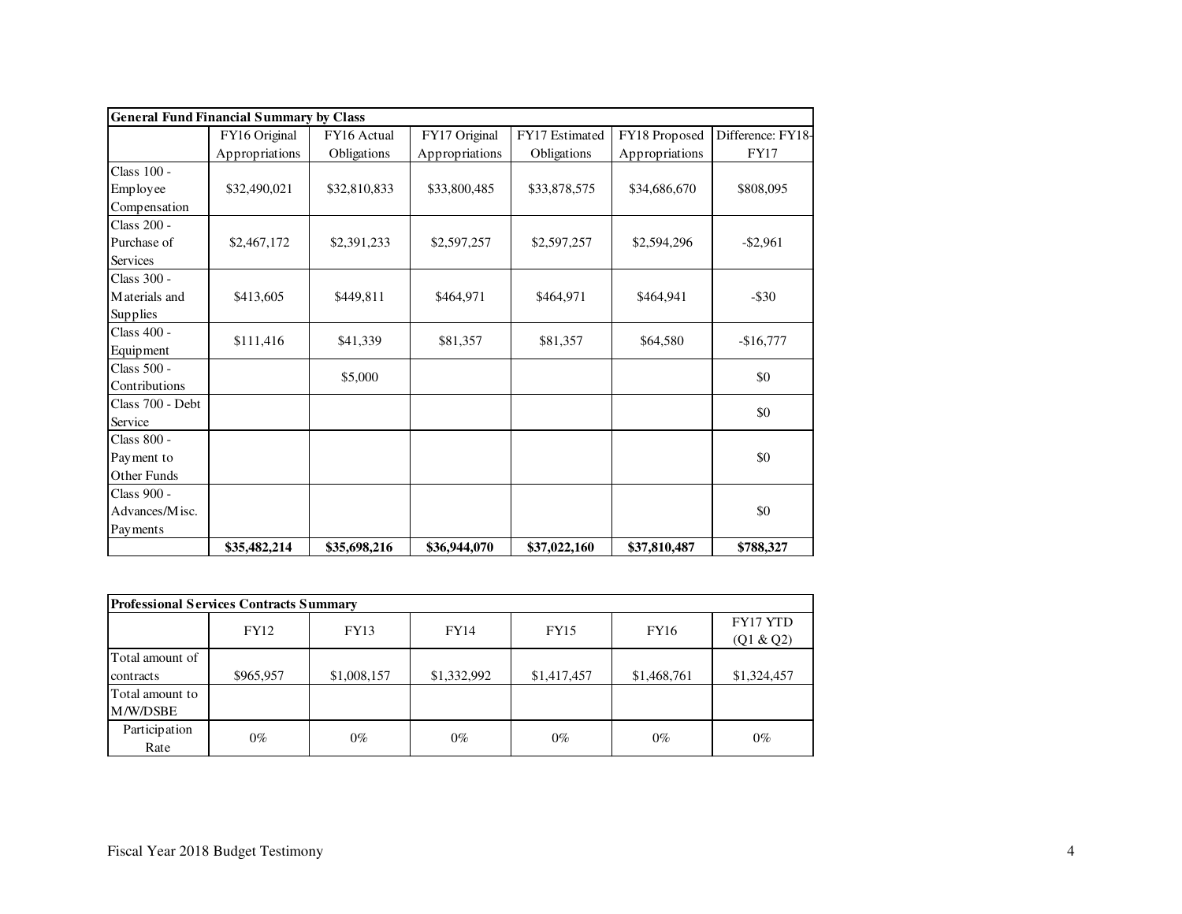| General Fund Financial Summary by Class | | | | | | |
|---|---|---|---|---|---|---|
| | FY16 Original Appropriations | FY16 Actual Obligations | FY17 Original Appropriations | FY17 Estimated Obligations | FY18 Proposed Appropriations | Difference: FY18-FY17 |
| Class 100 - Employee Compensation | $32,490,021 | $32,810,833 | $33,800,485 | $33,878,575 | $34,686,670 | $808,095 |
| Class 200 - Purchase of Services | $2,467,172 | $2,391,233 | $2,597,257 | $2,597,257 | $2,594,296 | -$2,961 |
| Class 300 - Materials and Supplies | $413,605 | $449,811 | $464,971 | $464,971 | $464,941 | -$30 |
| Class 400 - Equipment | $111,416 | $41,339 | $81,357 | $81,357 | $64,580 | -$16,777 |
| Class 500 - Contributions | | $5,000 | | | | $0 |
| Class 700 - Debt Service | | | | | | $0 |
| Class 800 - Payment to Other Funds | | | | | | $0 |
| Class 900 - Advances/Misc. Payments | | | | | | $0 |
| | **$35,482,214** | **$35,698,216** | **$36,944,070** | **$37,022,160** | **$37,810,487** | **$788,327** |

| Professional Services Contracts Summary | | | | | | |
|---|---|---|---|---|---|---|
| | FY12 | FY13 | FY14 | FY15 | FY16 | FY17 YTD (Q1 & Q2) |
| Total amount of contracts | $965,957 | $1,008,157 | $1,332,992 | $1,417,457 | $1,468,761 | $1,324,457 |
| Total amount to M/W/DSBE | | | | | | |
| Participation Rate | 0% | 0% | 0% | 0% | 0% | 0% |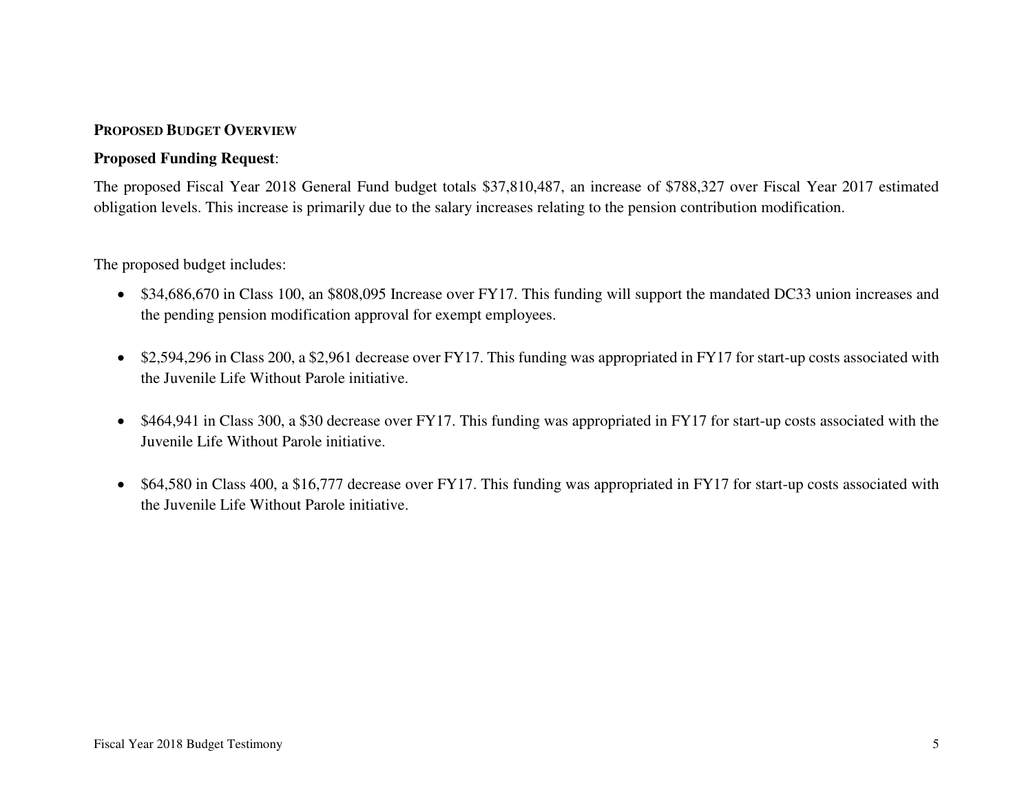**PROPOSED BUDGET OVERVIEW**

**Proposed Funding Request**:

The proposed Fiscal Year 2018 General Fund budget totals $37,810,487, an increase of $788,327 over Fiscal Year 2017 estimated obligation levels. This increase is primarily due to the salary increases relating to the pension contribution modification.

The proposed budget includes:

- $34,686,670 in Class 100, an $808,095 Increase over FY17. This funding will support the mandated DC33 union increases and the pending pension modification approval for exempt employees.

- $2,594,296 in Class 200, a $2,961 decrease over FY17. This funding was appropriated in FY17 for start-up costs associated with the Juvenile Life Without Parole initiative.

- $464,941 in Class 300, a $30 decrease over FY17. This funding was appropriated in FY17 for start-up costs associated with the Juvenile Life Without Parole initiative.

- $64,580 in Class 400, a $16,777 decrease over FY17. This funding was appropriated in FY17 for start-up costs associated with the Juvenile Life Without Parole initiative.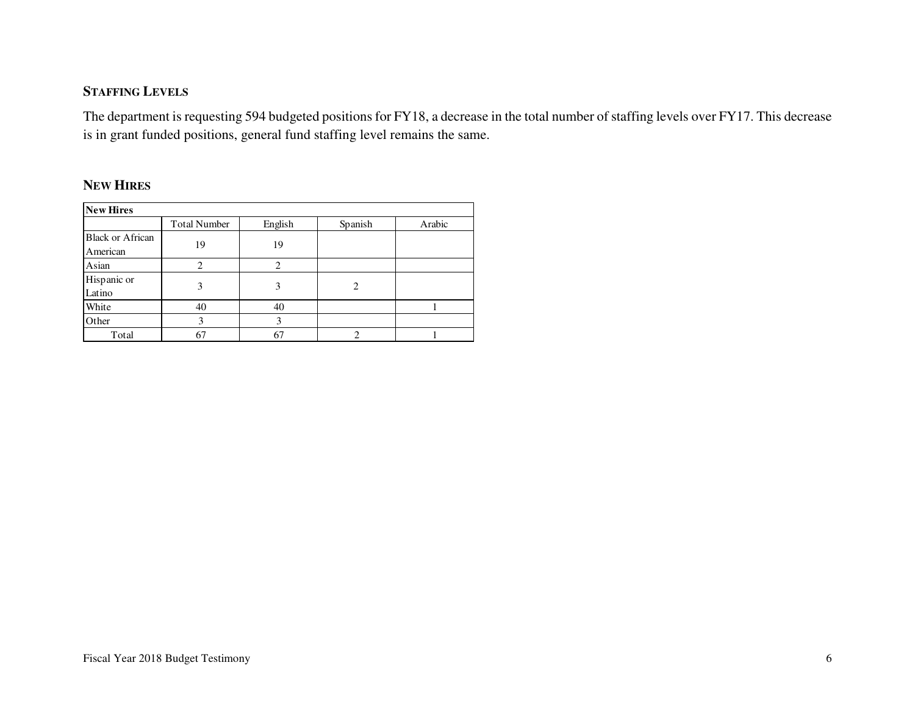## STAFFING LEVELS

The department is requesting 594 budgeted positions for FY18, a decrease in the total number of staffing levels over FY17. This decrease is in grant funded positions, general fund staffing level remains the same.

## NEW HIRES

| **New Hires** | | | | |
|---|---|---|---|---|
| | Total Number | English | Spanish | Arabic |
| Black or African American | 19 | 19 | | |
| Asian | 2 | 2 | | |
| Hispanic or Latino | 3 | 3 | 2 | |
| White | 40 | 40 | | 1 |
| Other | 3 | 3 | | |
| Total | 67 | 67 | 2 | 1 |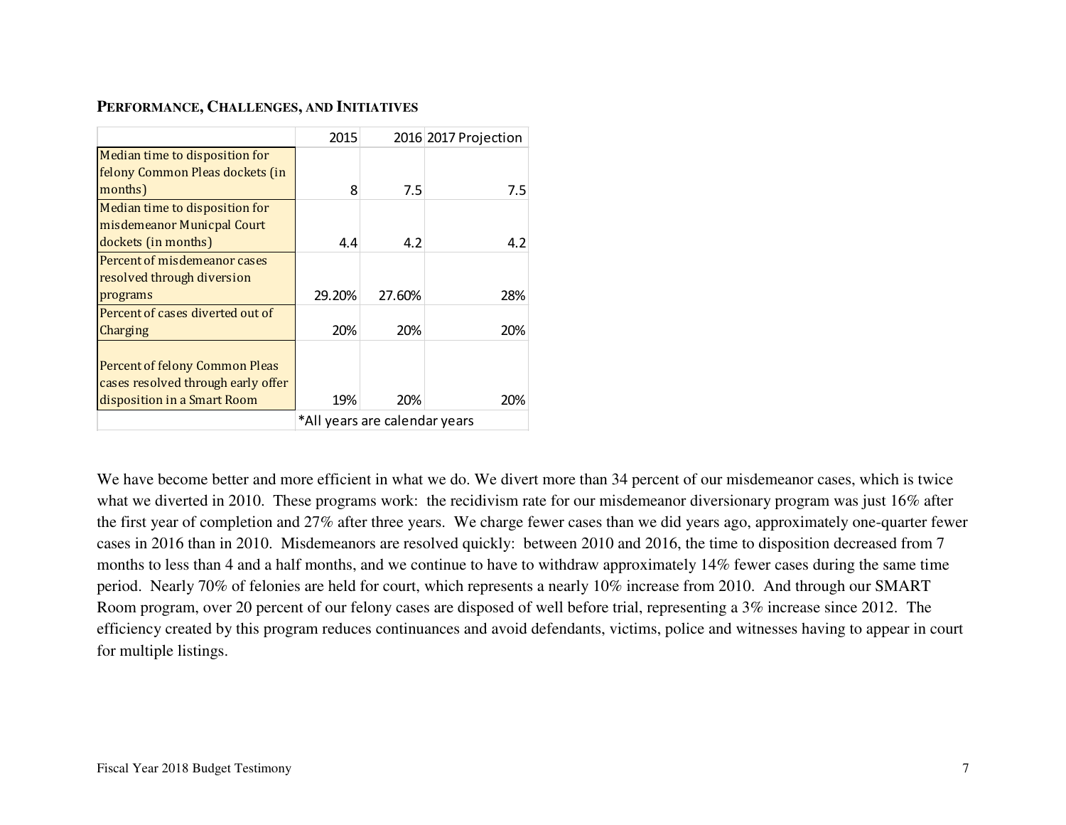## Performance, Challenges, and Initiatives

| | 2015 | 2016 | 2017 Projection |
|---|---|---|---|
| Median time to disposition for felony Common Pleas dockets (in months) | 8 | 7.5 | 7.5 |
| Median time to disposition for misdemeanor Municpal Court dockets (in months) | 4.4 | 4.2 | 4.2 |
| Percent of misdemeanor cases resolved through diversion programs | 29.20% | 27.60% | 28% |
| Percent of cases diverted out of Charging | 20% | 20% | 20% |
| Percent of felony Common Pleas cases resolved through early offer disposition in a Smart Room | 19% | 20% | 20% |
| | *All years are calendar years | | |

We have become better and more efficient in what we do. We divert more than 34 percent of our misdemeanor cases, which is twice what we diverted in 2010. These programs work: the recidivism rate for our misdemeanor diversionary program was just 16% after the first year of completion and 27% after three years. We charge fewer cases than we did years ago, approximately one-quarter fewer cases in 2016 than in 2010. Misdemeanors are resolved quickly: between 2010 and 2016, the time to disposition decreased from 7 months to less than 4 and a half months, and we continue to have to withdraw approximately 14% fewer cases during the same time period. Nearly 70% of felonies are held for court, which represents a nearly 10% increase from 2010. And through our SMART Room program, over 20 percent of our felony cases are disposed of well before trial, representing a 3% increase since 2012. The efficiency created by this program reduces continuances and avoid defendants, victims, police and witnesses having to appear in court for multiple listings.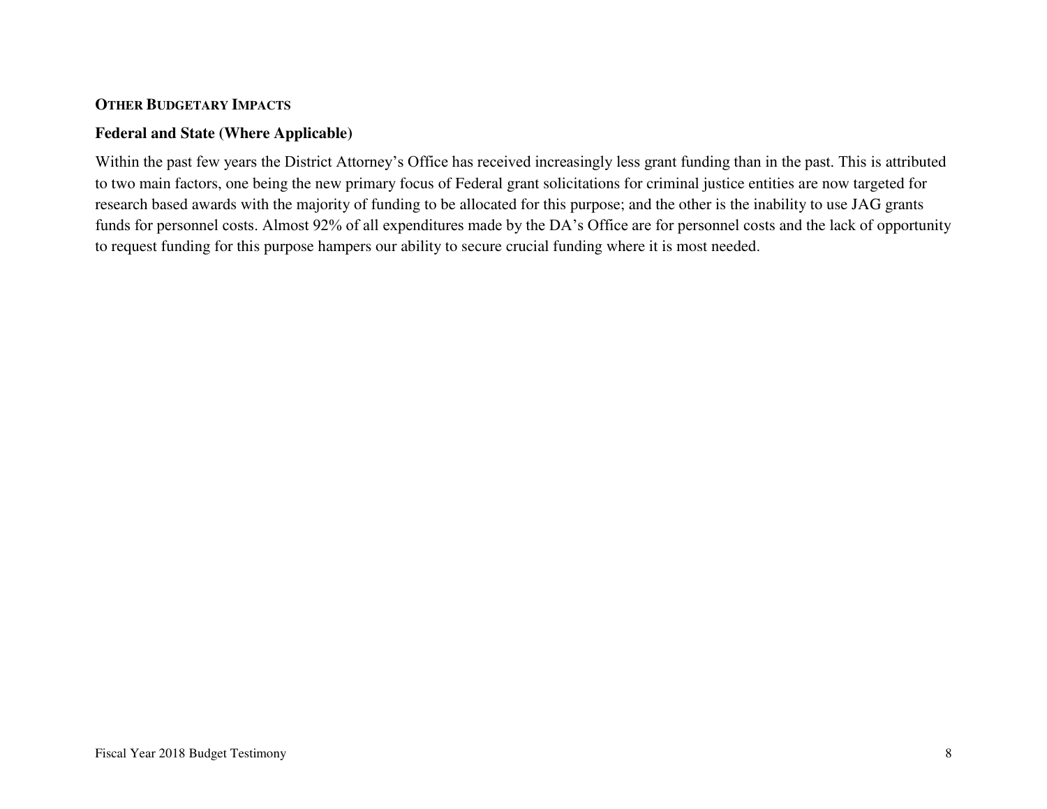## OTHER BUDGETARY IMPACTS

### Federal and State (Where Applicable)

Within the past few years the District Attorney's Office has received increasingly less grant funding than in the past. This is attributed to two main factors, one being the new primary focus of Federal grant solicitations for criminal justice entities are now targeted for research based awards with the majority of funding to be allocated for this purpose; and the other is the inability to use JAG grants funds for personnel costs. Almost 92% of all expenditures made by the DA's Office are for personnel costs and the lack of opportunity to request funding for this purpose hampers our ability to secure crucial funding where it is most needed.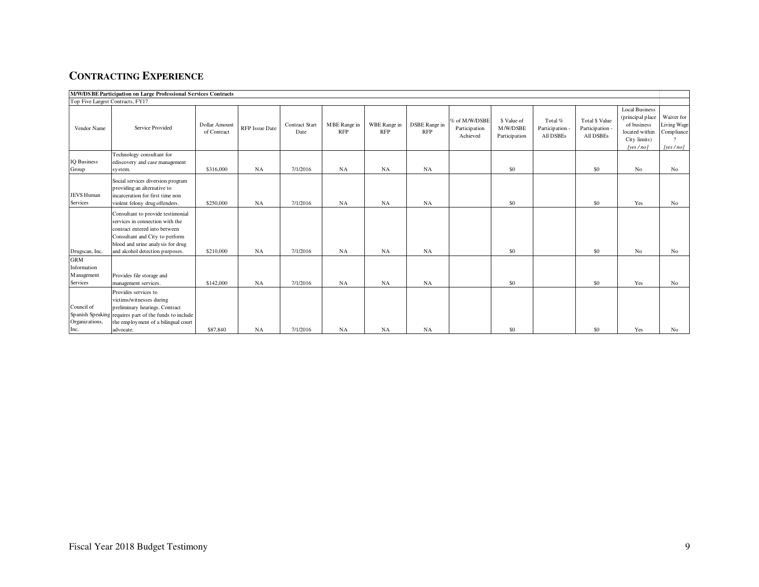## CONTRACTING EXPERIENCE

| **M/W/DSBE Participation on Large Professional Services Contracts** | | | | | | | | | | | | | | |
|---|---|---|---|---|---|---|---|---|---|---|---|---|---|---|
| Top Five Largest Contracts, FY17 | | | | | | | | | | | | | | |
| Vendor Name | Service Provided | Dollar Amount of Contract | RFP Issue Date | Contract Start Date | MBE Range in RFP | WBE Range in RFP | DSBE Range in RFP | % of M/W/DSBE Participation Achieved | $ Value of M/W/DSBE Participation | Total % Participation - All DSBEs | Total $ Value Participation - All DSBEs | Local Business (principal place of business located within City limits) *[yes / no]* | Waiver for Living Wage Compliance? *[yes / no]* |
| IQ Business Group | Technology consultant for ediscovery and case management system. | $316,000 | NA | 7/1/2016 | NA | NA | NA | | $0 | | $0 | No | No |
| JEVS Human Services | Social services diversion program providing an alternative to incarceration for first time non violent felony drug offenders. | $250,000 | NA | 7/1/2016 | NA | NA | NA | | $0 | | $0 | Yes | No |
| Drugscan, Inc. | Consultant to provide testimonial services in connection with the contract entered into between Consultant and City to perform blood and urine analysis for drug and alcohol detection purposes. | $210,000 | NA | 7/1/2016 | NA | NA | NA | | $0 | | $0 | No | No |
| GRM Information Management Services | Provides file storage and management services. | $142,000 | NA | 7/1/2016 | NA | NA | NA | | $0 | | $0 | Yes | No |
| Council of Spanish Speaking Organizations, Inc. | Provides services to victims/witnesses during preliminary hearings. Contract requires part of the funds to include the employment of a bilingual court advocate. | $87,840 | NA | 7/1/2016 | NA | NA | NA | | $0 | | $0 | Yes | No |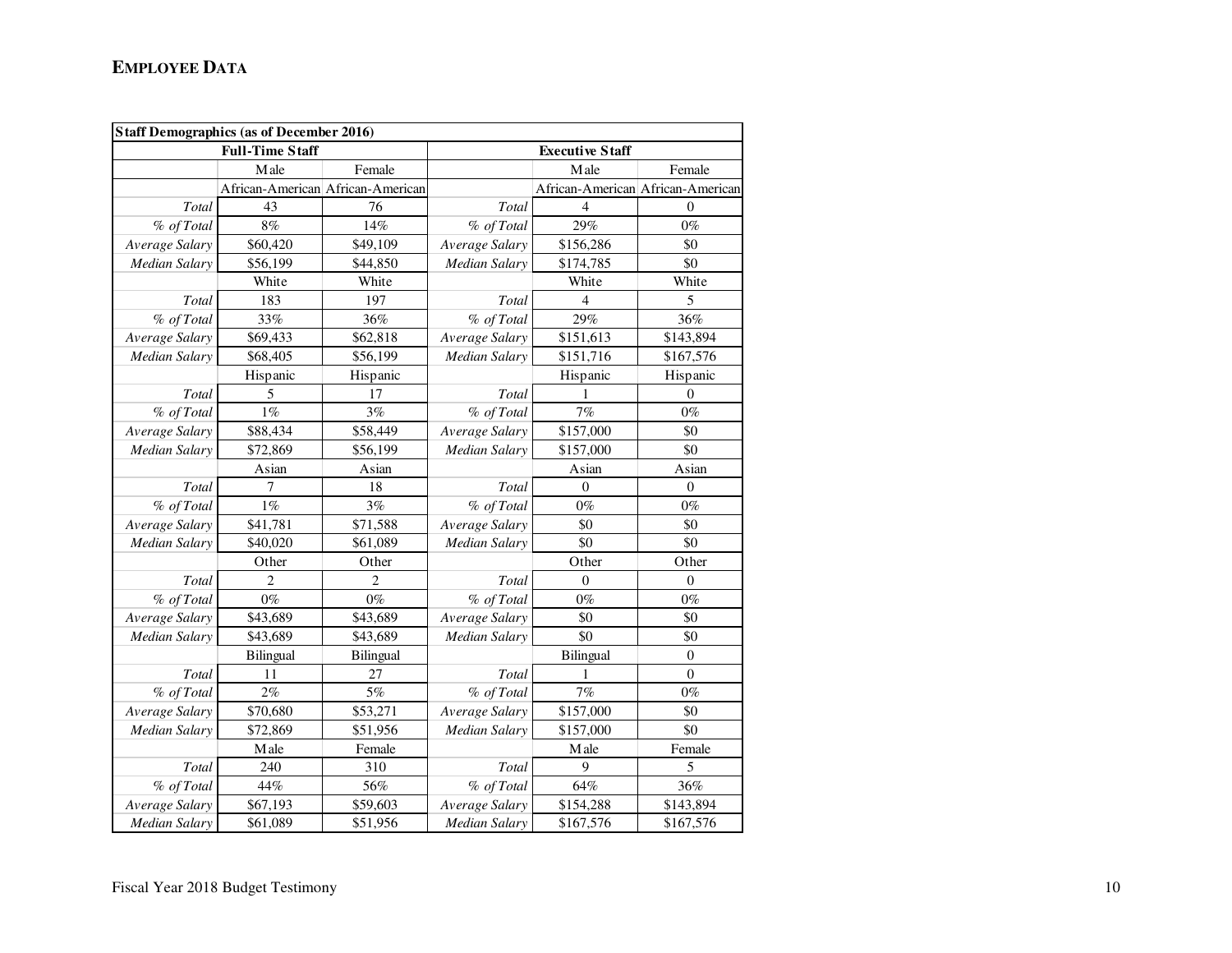**EMPLOYEE DATA**

| Staff Demographics (as of December 2016) | | | | | |
|---|---|---|---|---|---|
| **Full-Time Staff** | | | **Executive Staff** | | |
| | Male | Female | | Male | Female |
| | African-American | African-American | | African-American | African-American |
| *Total* | 43 | 76 | *Total* | 4 | 0 |
| *% of Total* | 8% | 14% | *% of Total* | 29% | 0% |
| *Average Salary* | $60,420 | $49,109 | *Average Salary* | $156,286 | $0 |
| *Median Salary* | $56,199 | $44,850 | *Median Salary* | $174,785 | $0 |
| | White | White | | White | White |
| *Total* | 183 | 197 | *Total* | 4 | 5 |
| *% of Total* | 33% | 36% | *% of Total* | 29% | 36% |
| *Average Salary* | $69,433 | $62,818 | *Average Salary* | $151,613 | $143,894 |
| *Median Salary* | $68,405 | $56,199 | *Median Salary* | $151,716 | $167,576 |
| | Hispanic | Hispanic | | Hispanic | Hispanic |
| *Total* | 5 | 17 | *Total* | 1 | 0 |
| *% of Total* | 1% | 3% | *% of Total* | 7% | 0% |
| *Average Salary* | $88,434 | $58,449 | *Average Salary* | $157,000 | $0 |
| *Median Salary* | $72,869 | $56,199 | *Median Salary* | $157,000 | $0 |
| | Asian | Asian | | Asian | Asian |
| *Total* | 7 | 18 | *Total* | 0 | 0 |
| *% of Total* | 1% | 3% | *% of Total* | 0% | 0% |
| *Average Salary* | $41,781 | $71,588 | *Average Salary* | $0 | $0 |
| *Median Salary* | $40,020 | $61,089 | *Median Salary* | $0 | $0 |
| | Other | Other | | Other | Other |
| *Total* | 2 | 2 | *Total* | 0 | 0 |
| *% of Total* | 0% | 0% | *% of Total* | 0% | 0% |
| *Average Salary* | $43,689 | $43,689 | *Average Salary* | $0 | $0 |
| *Median Salary* | $43,689 | $43,689 | *Median Salary* | $0 | $0 |
| | Bilingual | Bilingual | | Bilingual | 0 |
| *Total* | 11 | 27 | *Total* | 1 | 0 |
| *% of Total* | 2% | 5% | *% of Total* | 7% | 0% |
| *Average Salary* | $70,680 | $53,271 | *Average Salary* | $157,000 | $0 |
| *Median Salary* | $72,869 | $51,956 | *Median Salary* | $157,000 | $0 |
| | Male | Female | | Male | Female |
| *Total* | 240 | 310 | *Total* | 9 | 5 |
| *% of Total* | 44% | 56% | *% of Total* | 64% | 36% |
| *Average Salary* | $67,193 | $59,603 | *Average Salary* | $154,288 | $143,894 |
| *Median Salary* | $61,089 | $51,956 | *Median Salary* | $167,576 | $167,576 |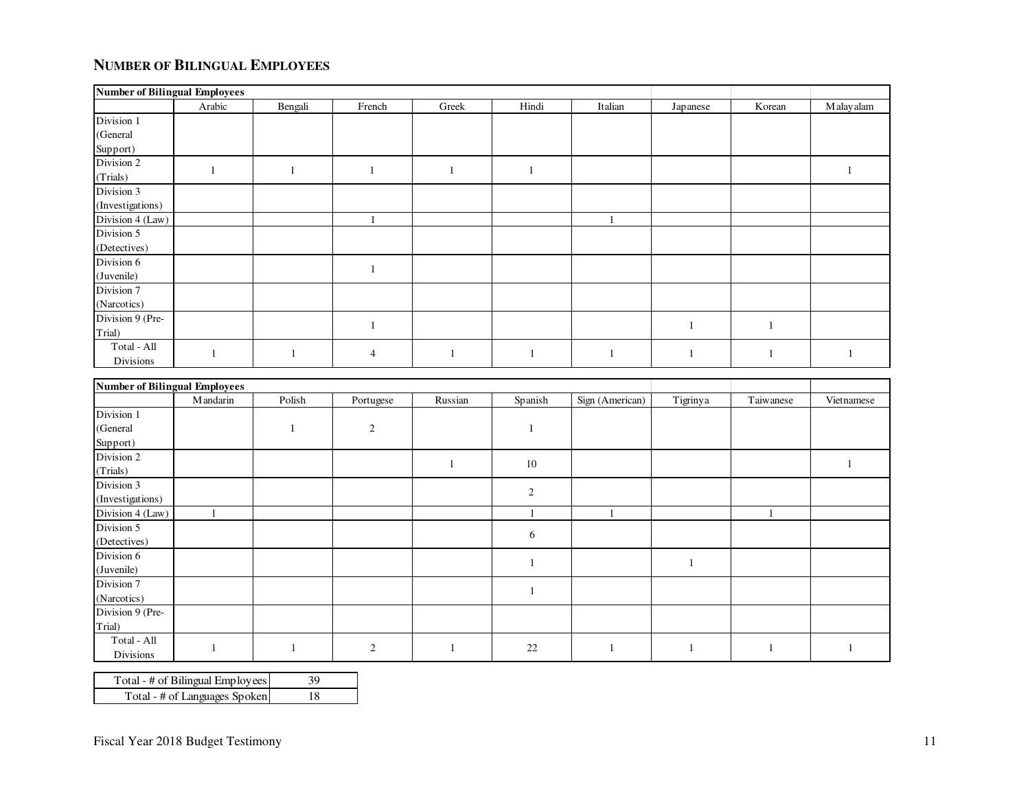## NUMBER OF BILINGUAL EMPLOYEES

| Number of Bilingual Employees | | | | | | | | | |
|---|---|---|---|---|---|---|---|---|---|
| | Arabic | Bengali | French | Greek | Hindi | Italian | Japanese | Korean | Malayalam |
| Division 1 (General Support) | | | | | | | | | |
| Division 2 (Trials) | 1 | 1 | 1 | 1 | 1 | | | | 1 |
| Division 3 (Investigations) | | | | | | | | | |
| Division 4 (Law) | | | 1 | | | 1 | | | |
| Division 5 (Detectives) | | | | | | | | | |
| Division 6 (Juvenile) | | | 1 | | | | | | |
| Division 7 (Narcotics) | | | | | | | | | |
| Division 9 (Pre-Trial) | | | 1 | | | | 1 | 1 | |
| Total - All Divisions | 1 | 1 | 4 | 1 | 1 | 1 | 1 | 1 | 1 |

| Number of Bilingual Employees | | | | | | | | | |
|---|---|---|---|---|---|---|---|---|---|
| | Mandarin | Polish | Portugese | Russian | Spanish | Sign (American) | Tigrinya | Taiwanese | Vietnamese |
| Division 1 (General Support) | | 1 | 2 | | 1 | | | | |
| Division 2 (Trials) | | | | 1 | 10 | | | | 1 |
| Division 3 (Investigations) | | | | | 2 | | | | |
| Division 4 (Law) | 1 | | | | 1 | 1 | | 1 | |
| Division 5 (Detectives) | | | | | 6 | | | | |
| Division 6 (Juvenile) | | | | | 1 | | 1 | | |
| Division 7 (Narcotics) | | | | | 1 | | | | |
| Division 9 (Pre-Trial) | | | | | | | | | |
| Total - All Divisions | 1 | 1 | 2 | 1 | 22 | 1 | 1 | 1 | 1 |

| | |
|---|---|
| Total - # of Bilingual Employees | 39 |
| Total - # of Languages Spoken | 18 |

Fiscal Year 2018 Budget Testimony